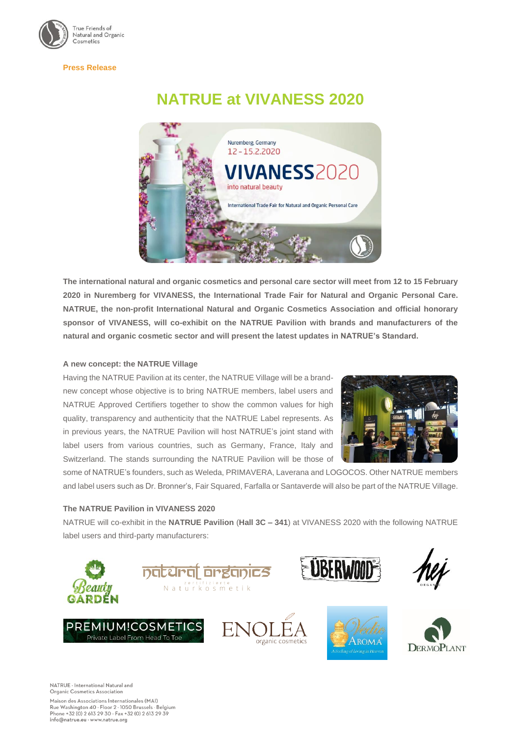**Press Release**

# NATRUE at VIVANESS 2020

**The international natural and organic cosmetics and personal care sector will meet from 12 to 15 February 2020 in Nuremberg for VIVANESS, the International Trade Fair for Natural and Organic Personal Care. NATRUE, the non-profit International Natural and Organic Cosmetics Association and official honorary sponsor of VIVANESS, will co-exhibit on the NATRUE Pavilion with brands and manufacturers of the natural and organic cosmetic sector and will present the latest updates in NATRUE's Standard.**

### A new concept: the NATRUE Village

Having the NATRUE Pavilion at its center, the NATRUE Village will be a brand-new concept whose objective is to bring NATRUE members, label users and NATRUE Approved Certifiers together to show the common values for high quality, transparency and authenticity that the NATRUE Label represents. As in previous years, the NATRUE Pavilion will host NATRUE's joint stand with label users from various countries, such as Germany, France, Italy and Switzerland. The stands surrounding the NATRUE Pavilion will be those of some of NATRUE's founders, such as Weleda, PRIMAVERA, Laverana and LOGOCOS. Other NATRUE members and label users such as Dr. Bronner's, Fair Squared, Farfalla or Santaverde will also be part of the NATRUE Village.

### The NATRUE Pavilion in VIVANESS 2020

NATRUE will co-exhibit in the **NATRUE Pavilion** (**Hall 3C – 341**) at VIVANESS 2020 with the following NATRUE label users and third-party manufacturers: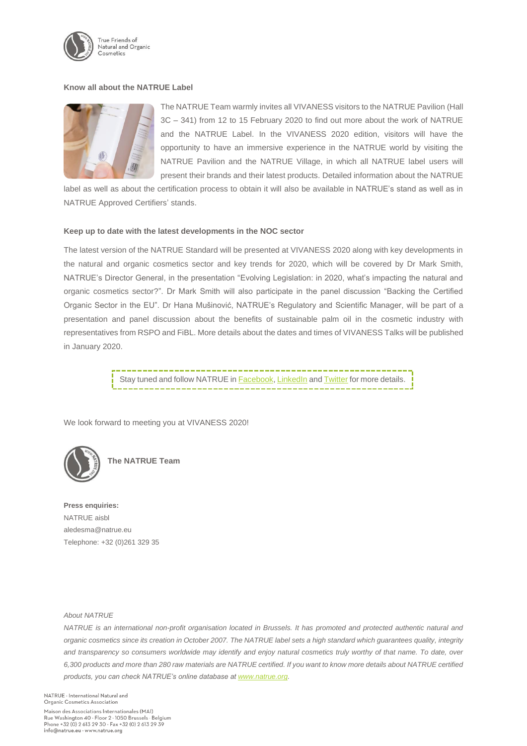### Know all about the NATRUE Label

The NATRUE Team warmly invites all VIVANESS visitors to the NATRUE Pavilion (Hall 3C – 341) from 12 to 15 February 2020 to find out more about the work of NATRUE and the NATRUE Label. In the VIVANESS 2020 edition, visitors will have the opportunity to have an immersive experience in the NATRUE world by visiting the NATRUE Pavilion and the NATRUE Village, in which all NATRUE label users will present their brands and their latest products. Detailed information about the NATRUE label as well as about the certification process to obtain it will also be available in NATRUE's stand as well as in NATRUE Approved Certifiers' stands.

### Keep up to date with the latest developments in the NOC sector

The latest version of the NATRUE Standard will be presented at VIVANESS 2020 along with key developments in the natural and organic cosmetics sector and key trends for 2020, which will be covered by Dr Mark Smith, NATRUE's Director General, in the presentation "Evolving Legislation: in 2020, what's impacting the natural and organic cosmetics sector?". Dr Mark Smith will also participate in the panel discussion "Backing the Certified Organic Sector in the EU". Dr Hana Mušinović, NATRUE's Regulatory and Scientific Manager, will be part of a presentation and panel discussion about the benefits of sustainable palm oil in the cosmetic industry with representatives from RSPO and FiBL. More details about the dates and times of VIVANESS Talks will be published in January 2020.

Stay tuned and follow NATRUE in Facebook, LinkedIn and Twitter for more details.

We look forward to meeting you at VIVANESS 2020!

**The NATRUE Team**

**Press enquiries:**
NATRUE aisbl
aledesma@natrue.eu
Telephone: +32 (0)261 329 35

*About NATRUE*

*NATRUE is an international non-profit organisation located in Brussels. It has promoted and protected authentic natural and organic cosmetics since its creation in October 2007. The NATRUE label sets a high standard which guarantees quality, integrity and transparency so consumers worldwide may identify and enjoy natural cosmetics truly worthy of that name. To date, over 6,300 products and more than 280 raw materials are NATRUE certified. If you want to know more details about NATRUE certified products, you can check NATRUE's online database at www.natrue.org.*